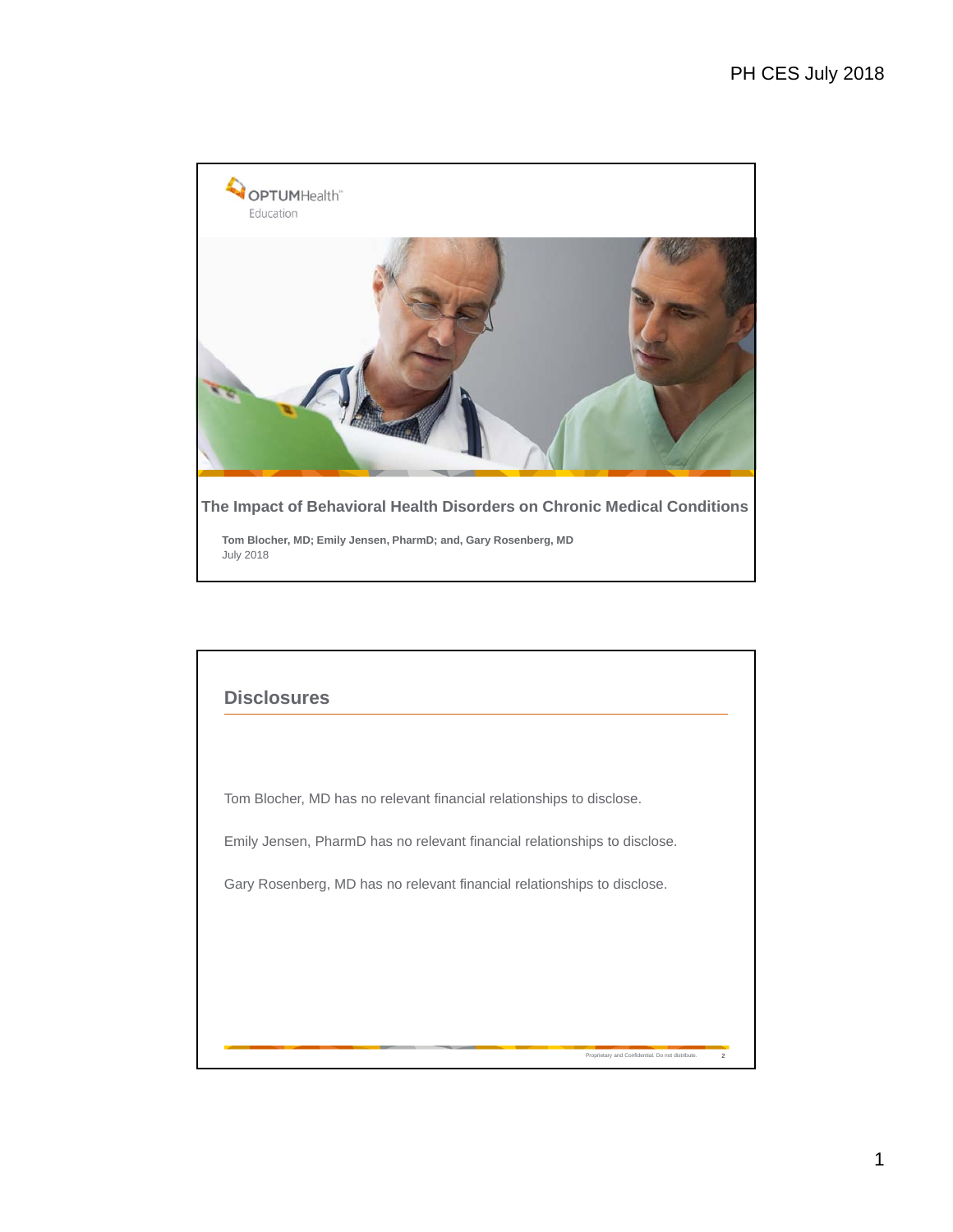OPTUMHealth™
Education

# The Impact of Behavioral Health Disorders on Chronic Medical Conditions

**Tom Blocher, MD; Emily Jensen, PharmD; and, Gary Rosenberg, MD**
July 2018

## Disclosures

Tom Blocher, MD has no relevant financial relationships to disclose.

Emily Jensen, PharmD has no relevant financial relationships to disclose.

Gary Rosenberg, MD has no relevant financial relationships to disclose.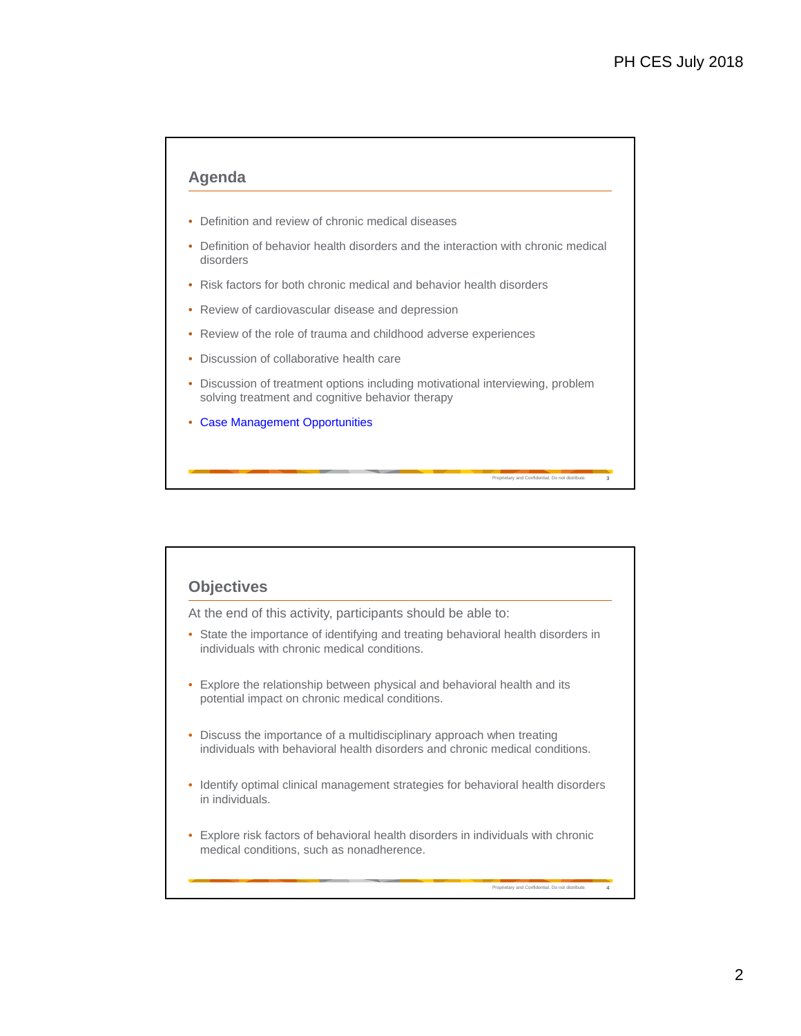## Agenda

- Definition and review of chronic medical diseases
- Definition of behavior health disorders and the interaction with chronic medical disorders
- Risk factors for both chronic medical and behavior health disorders
- Review of cardiovascular disease and depression
- Review of the role of trauma and childhood adverse experiences
- Discussion of collaborative health care
- Discussion of treatment options including motivational interviewing, problem solving treatment and cognitive behavior therapy
- Case Management Opportunities

Proprietary and Confidential. Do not distribute.

## Objectives

At the end of this activity, participants should be able to:

- State the importance of identifying and treating behavioral health disorders in individuals with chronic medical conditions.
- Explore the relationship between physical and behavioral health and its potential impact on chronic medical conditions.
- Discuss the importance of a multidisciplinary approach when treating individuals with behavioral health disorders and chronic medical conditions.
- Identify optimal clinical management strategies for behavioral health disorders in individuals.
- Explore risk factors of behavioral health disorders in individuals with chronic medical conditions, such as nonadherence.

Proprietary and Confidential. Do not distribute.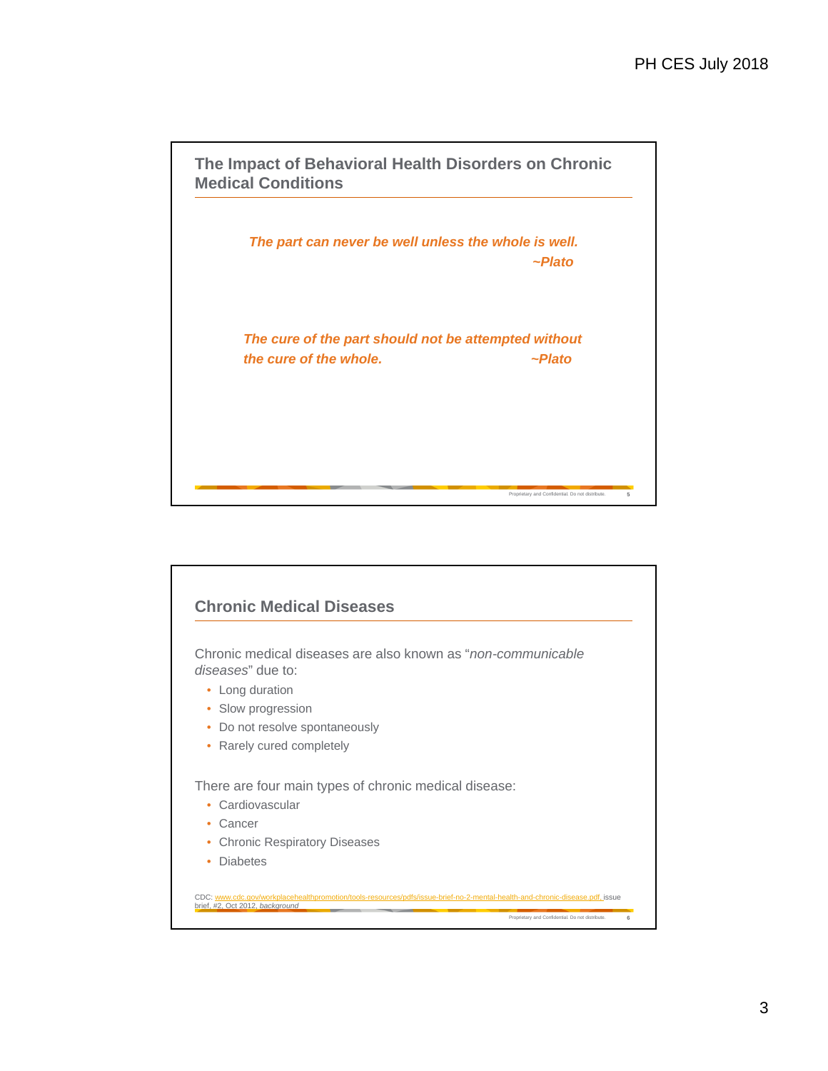## The Impact of Behavioral Health Disorders on Chronic Medical Conditions

***The part can never be well unless the whole is well.***
***~Plato***

***The cure of the part should not be attempted without the cure of the whole.*** ***~Plato***

## Chronic Medical Diseases

Chronic medical diseases are also known as "*non-communicable diseases*" due to:

- Long duration
- Slow progression
- Do not resolve spontaneously
- Rarely cured completely

There are four main types of chronic medical disease:

- Cardiovascular
- Cancer
- Chronic Respiratory Diseases
- Diabetes

CDC: www.cdc.gov/workplacehealthpromotion/tools-resources/pdfs/issue-brief-no-2-mental-health-and-chronic-disease.pdf, issue brief, #2, Oct 2012, *background*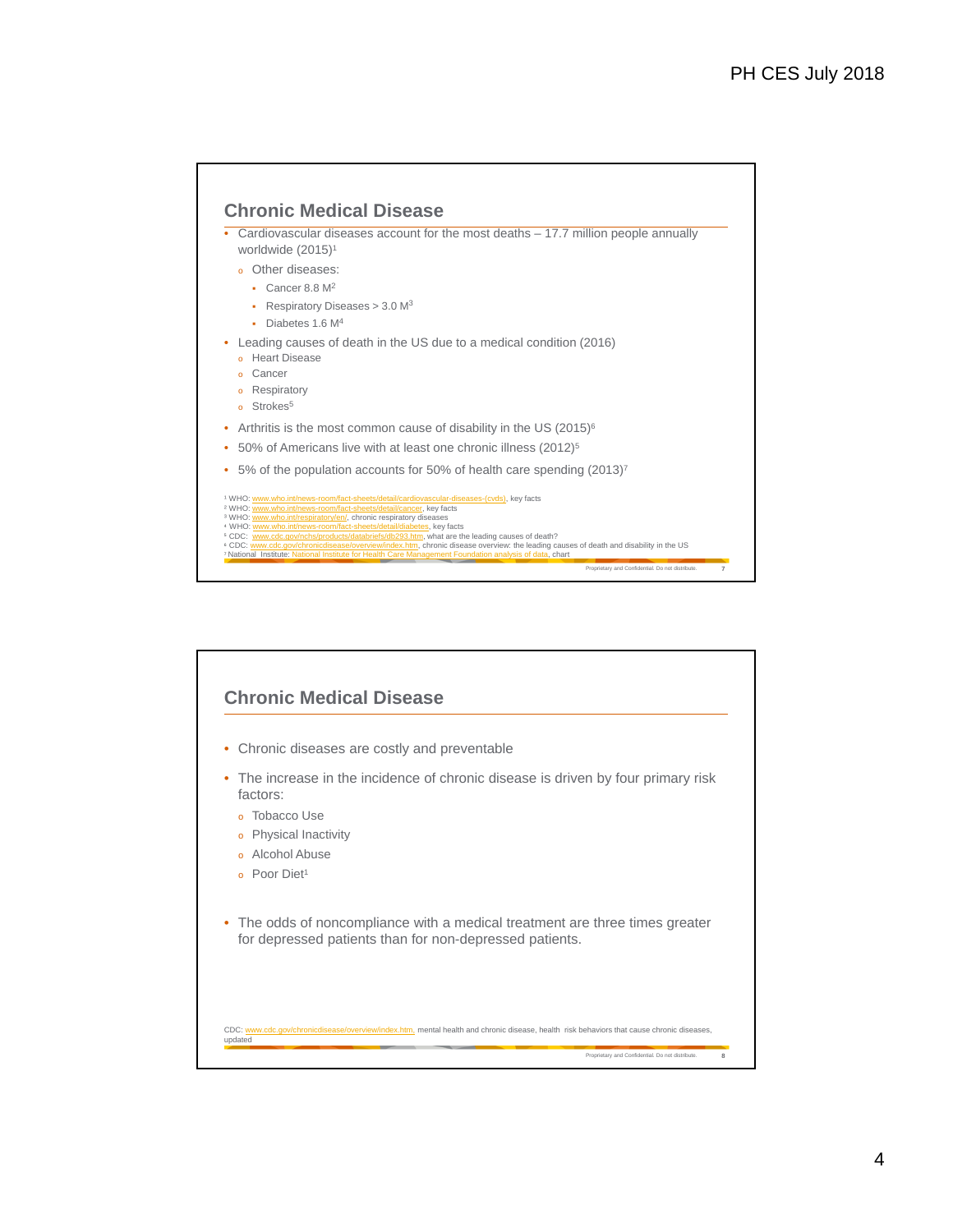## Chronic Medical Disease

- Cardiovascular diseases account for the most deaths – 17.7 million people annually worldwide (2015)[1]
  - Other diseases:
    - Cancer 8.8 M[2]
    - Respiratory Diseases > 3.0 M[3]
    - Diabetes 1.6 M[4]
- Leading causes of death in the US due to a medical condition (2016)
  - Heart Disease
  - Cancer
  - Respiratory
  - Strokes[5]
- Arthritis is the most common cause of disability in the US (2015)[6]
- 50% of Americans live with at least one chronic illness (2012)[5]
- 5% of the population accounts for 50% of health care spending (2013)[7]

[1] WHO: www.who.int/news-room/fact-sheets/detail/cardiovascular-diseases-(cvds), key facts
[2] WHO: www.who.int/news-room/fact-sheets/detail/cancer, key facts
[3] WHO: www.who.int/respiratory/en/, chronic respiratory diseases
[4] WHO: www.who.int/news-room/fact-sheets/detail/diabetes, key facts
[5] CDC: www.cdc.gov/nchs/products/databriefs/db293.htm, what are the leading causes of death?
[6] CDC: www.cdc.gov/chronicdisease/overview/index.htm, chronic disease overview: the leading causes of death and disability in the US
[7] National Institute: National Institute for Health Care Management Foundation analysis of data, chart

Proprietary and Confidential. Do not distribute.

## Chronic Medical Disease

- Chronic diseases are costly and preventable
- The increase in the incidence of chronic disease is driven by four primary risk factors:
  - Tobacco Use
  - Physical Inactivity
  - Alcohol Abuse
  - Poor Diet[1]
- The odds of noncompliance with a medical treatment are three times greater for depressed patients than for non-depressed patients.

CDC: www.cdc.gov/chronicdisease/overview/index.htm, mental health and chronic disease, health risk behaviors that cause chronic diseases, updated

Proprietary and Confidential. Do not distribute.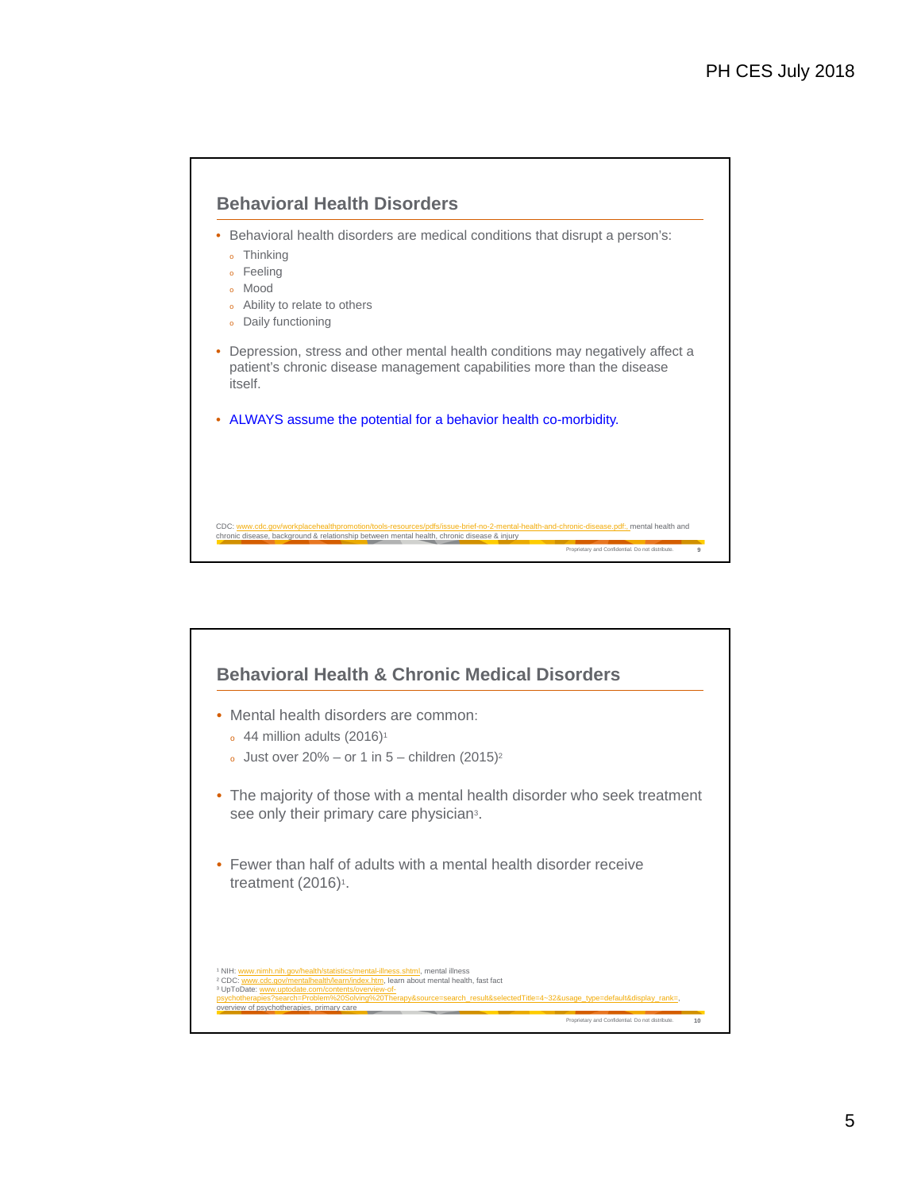## Behavioral Health Disorders

- Behavioral health disorders are medical conditions that disrupt a person's:
  - Thinking
  - Feeling
  - Mood
  - Ability to relate to others
  - Daily functioning
- Depression, stress and other mental health conditions may negatively affect a patient's chronic disease management capabilities more than the disease itself.
- ALWAYS assume the potential for a behavior health co-morbidity.

CDC: www.cdc.gov/workplacehealthpromotion/tools-resources/pdfs/issue-brief-no-2-mental-health-and-chronic-disease.pdf; mental health and chronic disease, background & relationship between mental health, chronic disease & injury

Proprietary and Confidential. Do not distribute.

## Behavioral Health & Chronic Medical Disorders

- Mental health disorders are common:
  - 44 million adults (2016)[1]
  - Just over 20% – or 1 in 5 – children (2015)[2]
- The majority of those with a mental health disorder who seek treatment see only their primary care physician[3].
- Fewer than half of adults with a mental health disorder receive treatment (2016)[1].

[1] NIH: www.nimh.nih.gov/health/statistics/mental-illness.shtml, mental illness
[2] CDC: www.cdc.gov/mentalhealth/learn/index.htm, learn about mental health, fast fact
[3] UpToDate: www.uptodate.com/contents/overview-of-psychotherapies?search=Problem%20Solving%20Therapy&source=search_result&selectedTitle=4~32&usage_type=default&display_rank=, overview of psychotherapies, primary care

Proprietary and Confidential. Do not distribute.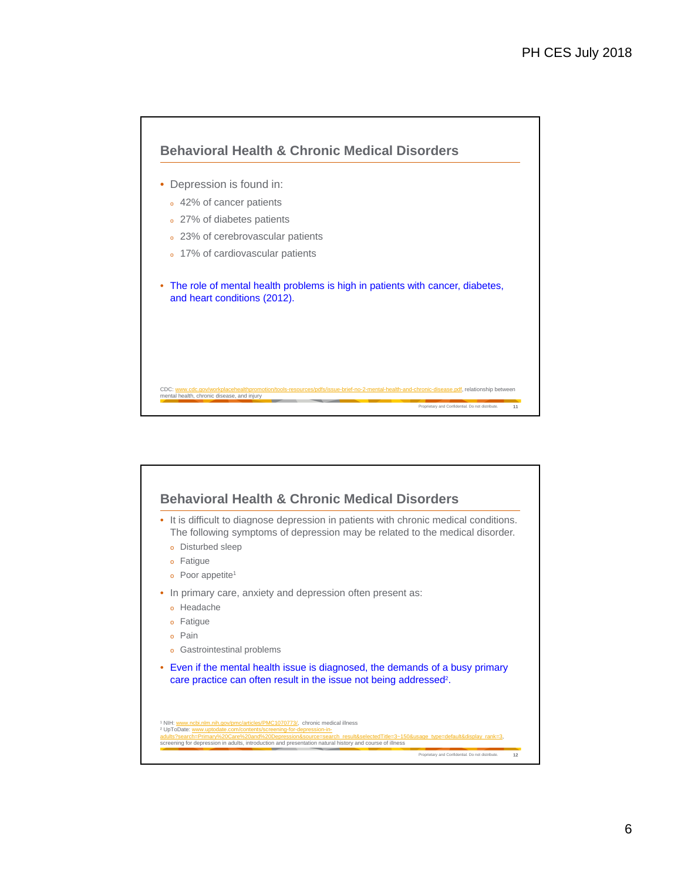## Behavioral Health & Chronic Medical Disorders

- Depression is found in:
  - 42% of cancer patients
  - 27% of diabetes patients
  - 23% of cerebrovascular patients
  - 17% of cardiovascular patients

- The role of mental health problems is high in patients with cancer, diabetes, and heart conditions (2012).

CDC: www.cdc.gov/workplacehealthpromotion/tools-resources/pdfs/issue-brief-no-2-mental-health-and-chronic-disease.pdf, relationship between mental health, chronic disease, and injury

## Behavioral Health & Chronic Medical Disorders

- It is difficult to diagnose depression in patients with chronic medical conditions. The following symptoms of depression may be related to the medical disorder.
  - Disturbed sleep
  - Fatigue
  - Poor appetite[1]
- In primary care, anxiety and depression often present as:
  - Headache
  - Fatigue
  - Pain
  - Gastrointestinal problems
- Even if the mental health issue is diagnosed, the demands of a busy primary care practice can often result in the issue not being addressed[2].

[1] NIH: www.ncbi.nlm.nih.gov/pmc/articles/PMC1070773/, chronic medical illness
[2] UpToDate: www.uptodate.com/contents/screening-for-depression-in-adults?search=Primary%20Care%20and%20Depression&source=search_result&selectedTitle=3~150&usage_type=default&display_rank=3, screening for depression in adults, introduction and presentation natural history and course of illness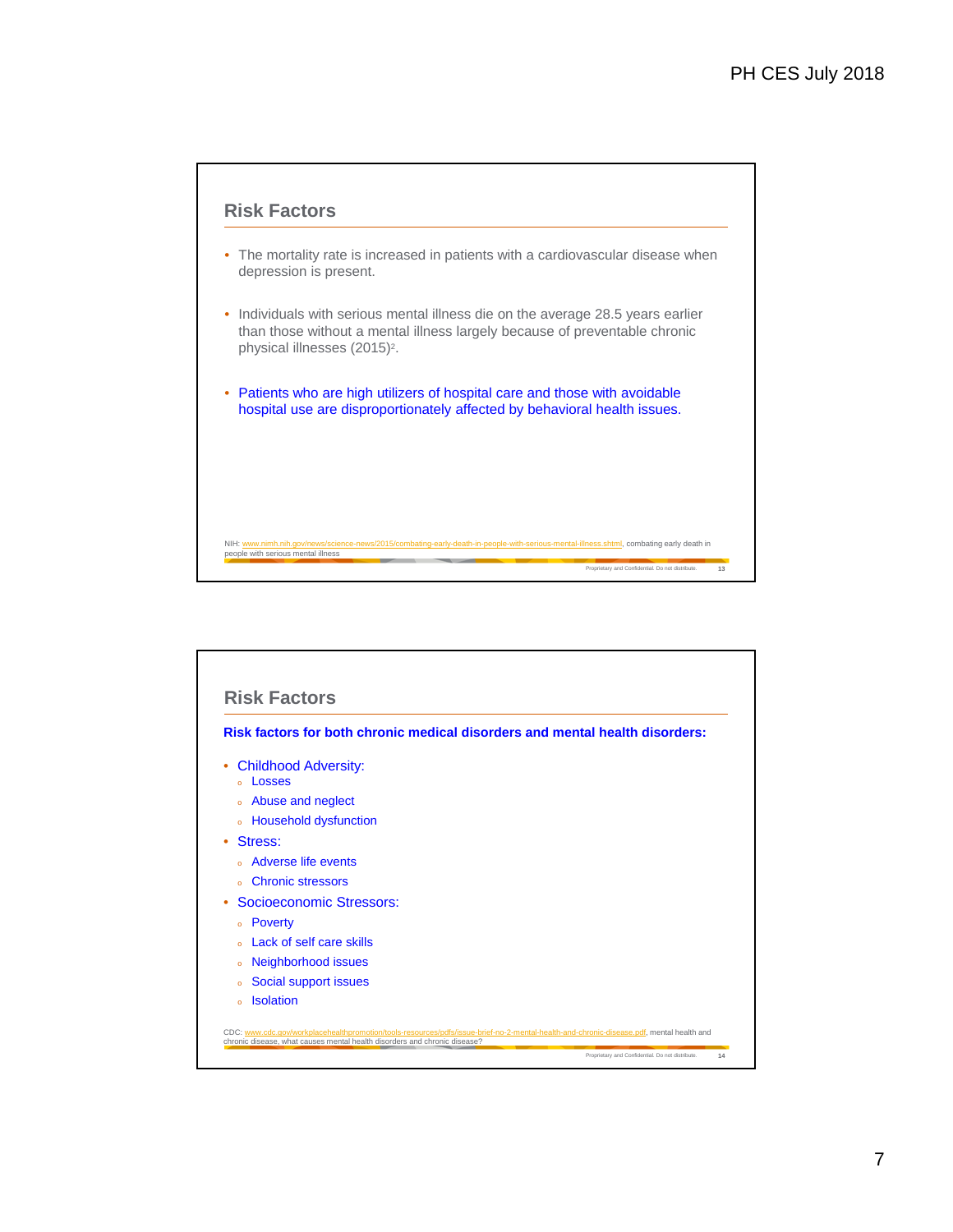## Risk Factors

- The mortality rate is increased in patients with a cardiovascular disease when depression is present.
- Individuals with serious mental illness die on the average 28.5 years earlier than those without a mental illness largely because of preventable chronic physical illnesses (2015)[2].
- Patients who are high utilizers of hospital care and those with avoidable hospital use are disproportionately affected by behavioral health issues.

NIH: www.nimh.nih.gov/news/science-news/2015/combating-early-death-in-people-with-serious-mental-illness.shtml, combating early death in people with serious mental illness

## Risk Factors

**Risk factors for both chronic medical disorders and mental health disorders:**

- Childhood Adversity:
  - Losses
  - Abuse and neglect
  - Household dysfunction
- Stress:
  - Adverse life events
  - Chronic stressors
- Socioeconomic Stressors:
  - Poverty
  - Lack of self care skills
  - Neighborhood issues
  - Social support issues
  - Isolation

CDC: www.cdc.gov/workplacehealthpromotion/tools-resources/pdfs/issue-brief-no-2-mental-health-and-chronic-disease.pdf, mental health and chronic disease, what causes mental health disorders and chronic disease?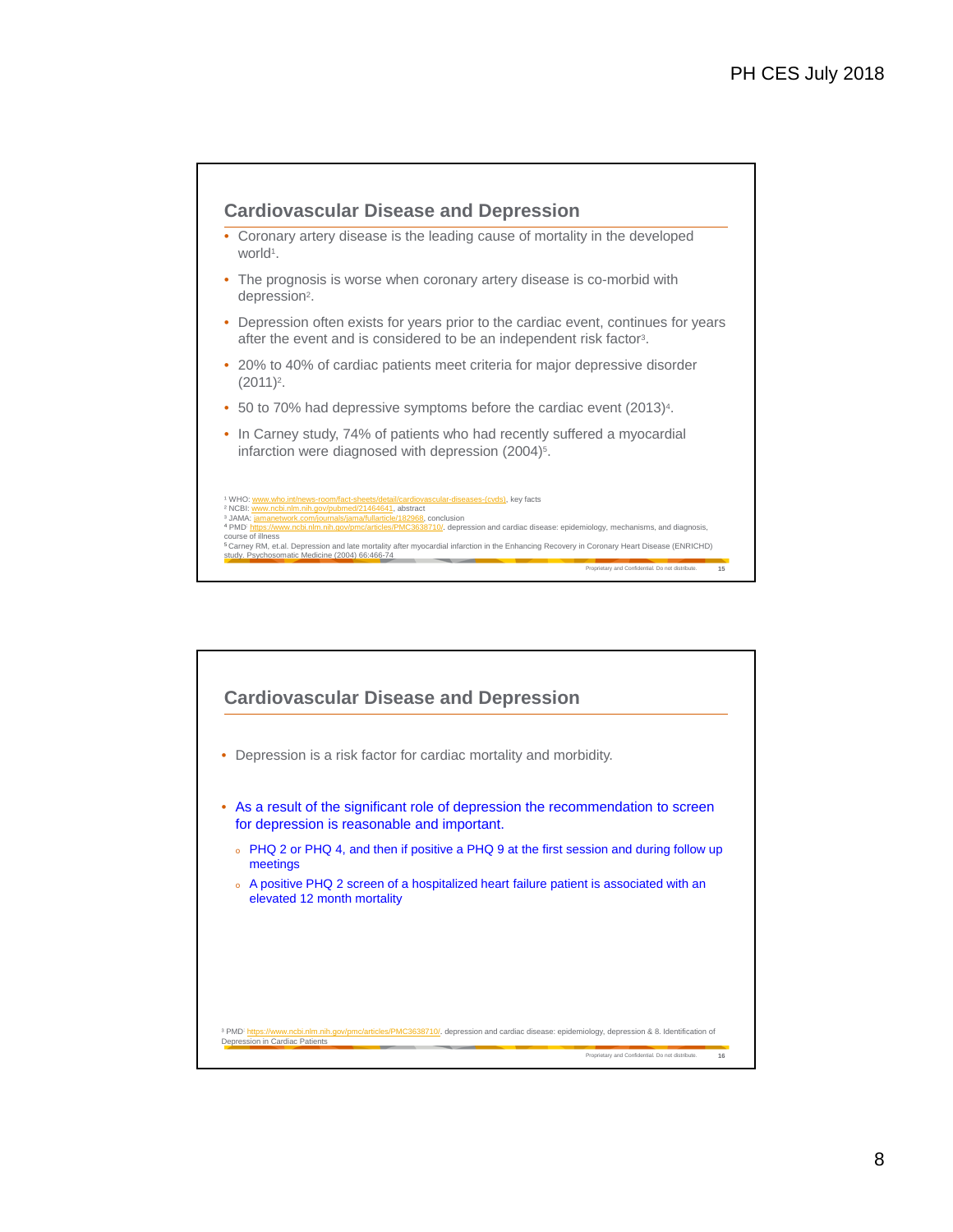## Cardiovascular Disease and Depression

- Coronary artery disease is the leading cause of mortality in the developed world[1].
- The prognosis is worse when coronary artery disease is co-morbid with depression[2].
- Depression often exists for years prior to the cardiac event, continues for years after the event and is considered to be an independent risk factor[3].
- 20% to 40% of cardiac patients meet criteria for major depressive disorder (2011)[2].
- 50 to 70% had depressive symptoms before the cardiac event (2013)[4].
- In Carney study, 74% of patients who had recently suffered a myocardial infarction were diagnosed with depression (2004)[5].

[1] WHO: www.who.int/news-room/fact-sheets/detail/cardiovascular-diseases-(cvds), key facts
[2] NCBI: www.ncbi.nlm.nih.gov/pubmed/21464641, abstract
[3] JAMA: jamanetwork.com/journals/jama/fullarticle/182968, conclusion
[4] PMD: https://www.ncbi.nlm.nih.gov/pmc/articles/PMC3638710/, depression and cardiac disease: epidemiology, mechanisms, and diagnosis, course of illness
[5] Carney RM, et.al. Depression and late mortality after myocardial infarction in the Enhancing Recovery in Coronary Heart Disease (ENRICHD) study. Psychosomatic Medicine (2004) 66:466-74

## Cardiovascular Disease and Depression

- Depression is a risk factor for cardiac mortality and morbidity.
- As a result of the significant role of depression the recommendation to screen for depression is reasonable and important.
  - PHQ 2 or PHQ 4, and then if positive a PHQ 9 at the first session and during follow up meetings
  - A positive PHQ 2 screen of a hospitalized heart failure patient is associated with an elevated 12 month mortality

[3] PMD: https://www.ncbi.nlm.nih.gov/pmc/articles/PMC3638710/, depression and cardiac disease: epidemiology, depression & 8. Identification of Depression in Cardiac Patients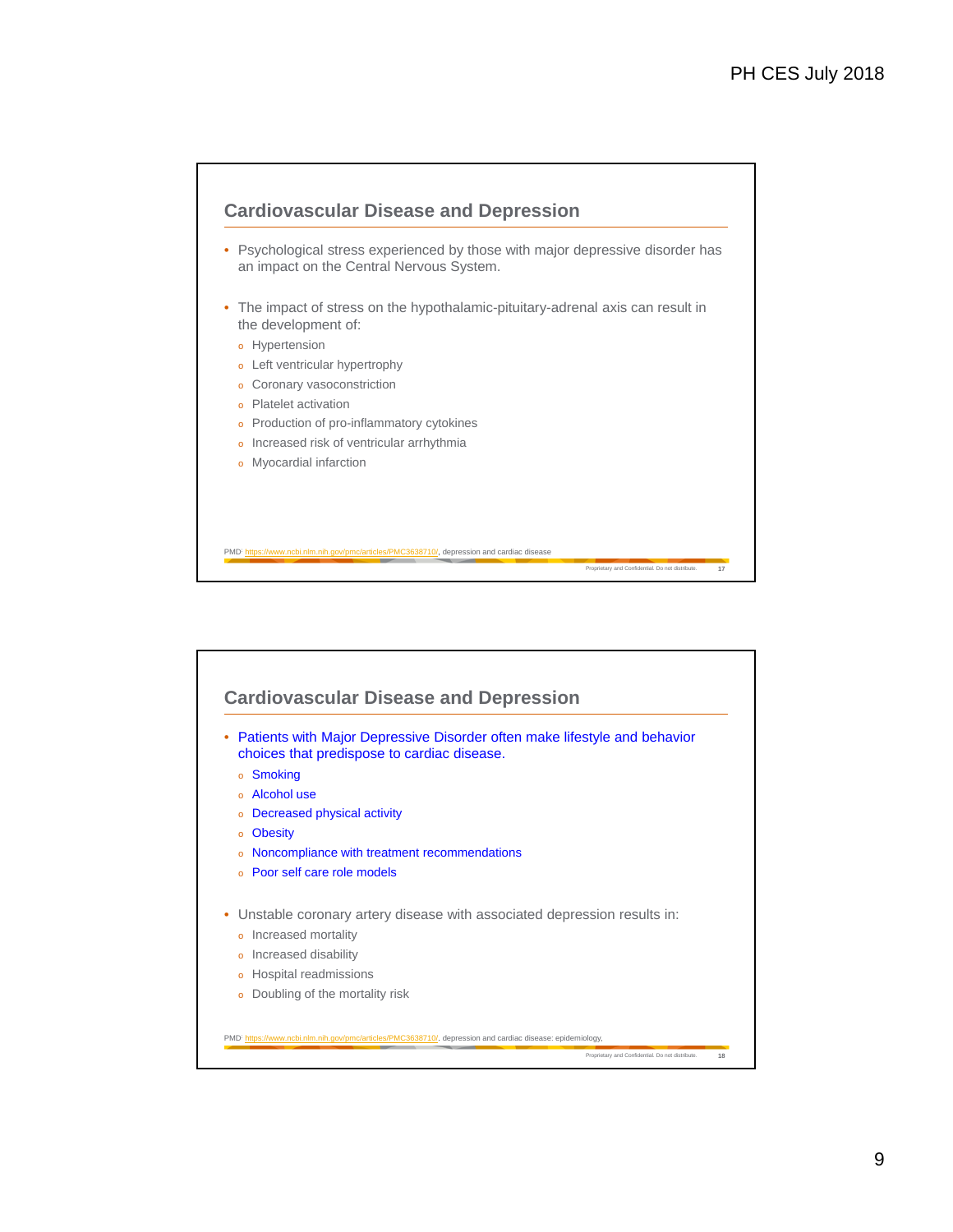## Cardiovascular Disease and Depression

- Psychological stress experienced by those with major depressive disorder has an impact on the Central Nervous System.
- The impact of stress on the hypothalamic-pituitary-adrenal axis can result in the development of:
  - Hypertension
  - Left ventricular hypertrophy
  - Coronary vasoconstriction
  - Platelet activation
  - Production of pro-inflammatory cytokines
  - Increased risk of ventricular arrhythmia
  - Myocardial infarction

PMD: https://www.ncbi.nlm.nih.gov/pmc/articles/PMC3638710/, depression and cardiac disease

Proprietary and Confidential. Do not distribute. 17

## Cardiovascular Disease and Depression

- Patients with Major Depressive Disorder often make lifestyle and behavior choices that predispose to cardiac disease.
  - Smoking
  - Alcohol use
  - Decreased physical activity
  - Obesity
  - Noncompliance with treatment recommendations
  - Poor self care role models
- Unstable coronary artery disease with associated depression results in:
  - Increased mortality
  - Increased disability
  - Hospital readmissions
  - Doubling of the mortality risk

PMD: https://www.ncbi.nlm.nih.gov/pmc/articles/PMC3638710/, depression and cardiac disease: epidemiology,

Proprietary and Confidential. Do not distribute. 18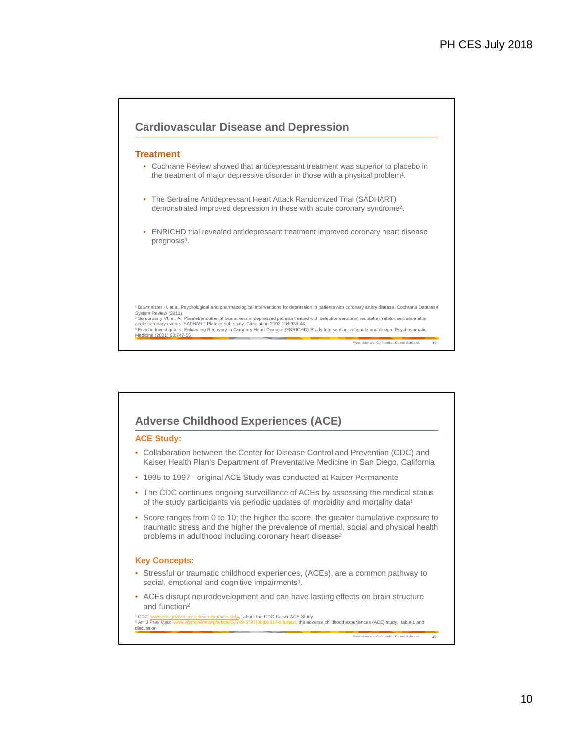## Cardiovascular Disease and Depression

### Treatment

- Cochrane Review showed that antidepressant treatment was superior to placebo in the treatment of major depressive disorder in those with a physical problem[1].
- The Sertraline Antidepressant Heart Attack Randomized Trial (SADHART) demonstrated improved depression in those with acute coronary syndrome[2].
- ENRICHD trial revealed antidepressant treatment improved coronary heart disease prognosis[3].

[1] Buwmeister H, et.al. Psychological and pharmacological interventions for depression in patients with coronary artery disease. Cochrane Database System Review (2011)
[2] Serebruarry VI, et. Al. Platelet/endothelial biomarkers in depressed patients treated with selective serotonin reuptake inhibitor sertraline after acute coronary events: SADHART Platelet sub-study. Circulation 2003 108:939-44.
[3] Enrichd Investigators. Enhancing Recovery in Coronary Heart Disease (ENRICHD) Study Intervention: rationale and design. Psychosomatic Medicine (2001) 63:747-55

## Adverse Childhood Experiences (ACE)

### ACE Study:

- Collaboration between the Center for Disease Control and Prevention (CDC) and Kaiser Health Plan's Department of Preventative Medicine in San Diego, California
- 1995 to 1997 - original ACE Study was conducted at Kaiser Permanente
- The CDC continues ongoing surveillance of ACEs by assessing the medical status of the study participants via periodic updates of morbidity and mortality data[1]
- Score ranges from 0 to 10; the higher the score, the greater cumulative exposure to traumatic stress and the higher the prevalence of mental, social and physical health problems in adulthood including coronary heart disease[2]

### Key Concepts:

- Stressful or traumatic childhood experiences, (ACEs), are a common pathway to social, emotional and cognitive impairments[1].
- ACEs disrupt neurodevelopment and can have lasting effects on brain structure and function[2].

[1] CDC: www.cdc.gov/violenceprevention/acestudy/, about the CDC-Kaiser ACE Study
[2] Am J Prev Med: www.ajpmonline.org/article/S0749-3797(98)00017-8/fulltext, the adverse childhood experiences (ACE) study, table 1 and discussion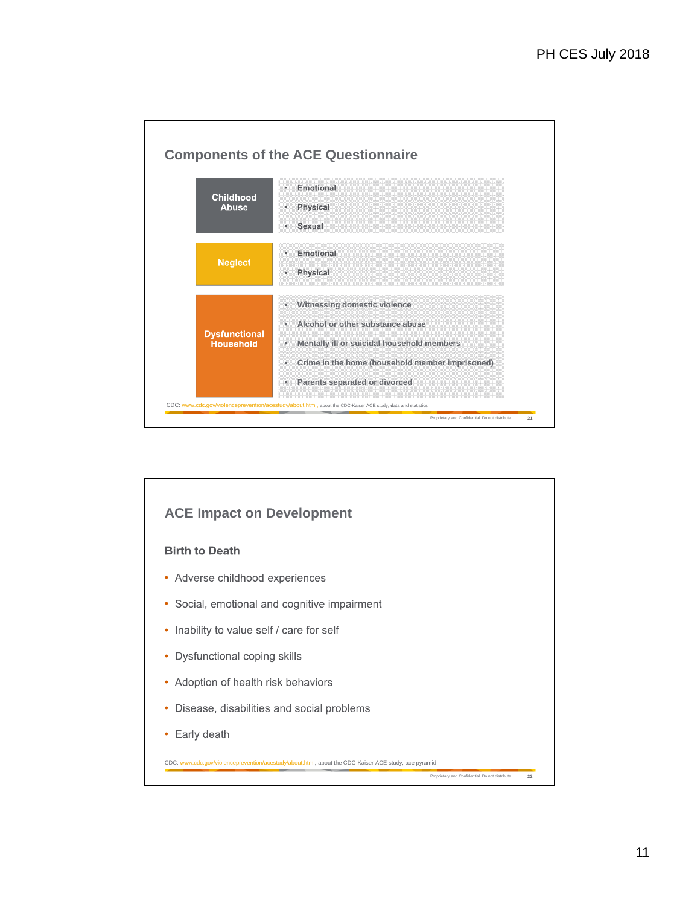## Components of the ACE Questionnaire

**Childhood Abuse**

- Emotional
- Physical
- Sexual

**Neglect**

- Emotional
- Physical

**Dysfunctional Household**

- Witnessing domestic violence
- Alcohol or other substance abuse
- Mentally ill or suicidal household members
- Crime in the home (household member imprisoned)
- Parents separated or divorced

CDC: www.cdc.gov/violenceprevention/acestudy/about.html, about the CDC-Kaiser ACE study, data and statistics

Proprietary and Confidential. Do not distribute.

## ACE Impact on Development

### Birth to Death

- Adverse childhood experiences
- Social, emotional and cognitive impairment
- Inability to value self / care for self
- Dysfunctional coping skills
- Adoption of health risk behaviors
- Disease, disabilities and social problems
- Early death

CDC: www.cdc.gov/violenceprevention/acestudy/about.html, about the CDC-Kaiser ACE study, ace pyramid

Proprietary and Confidential. Do not distribute.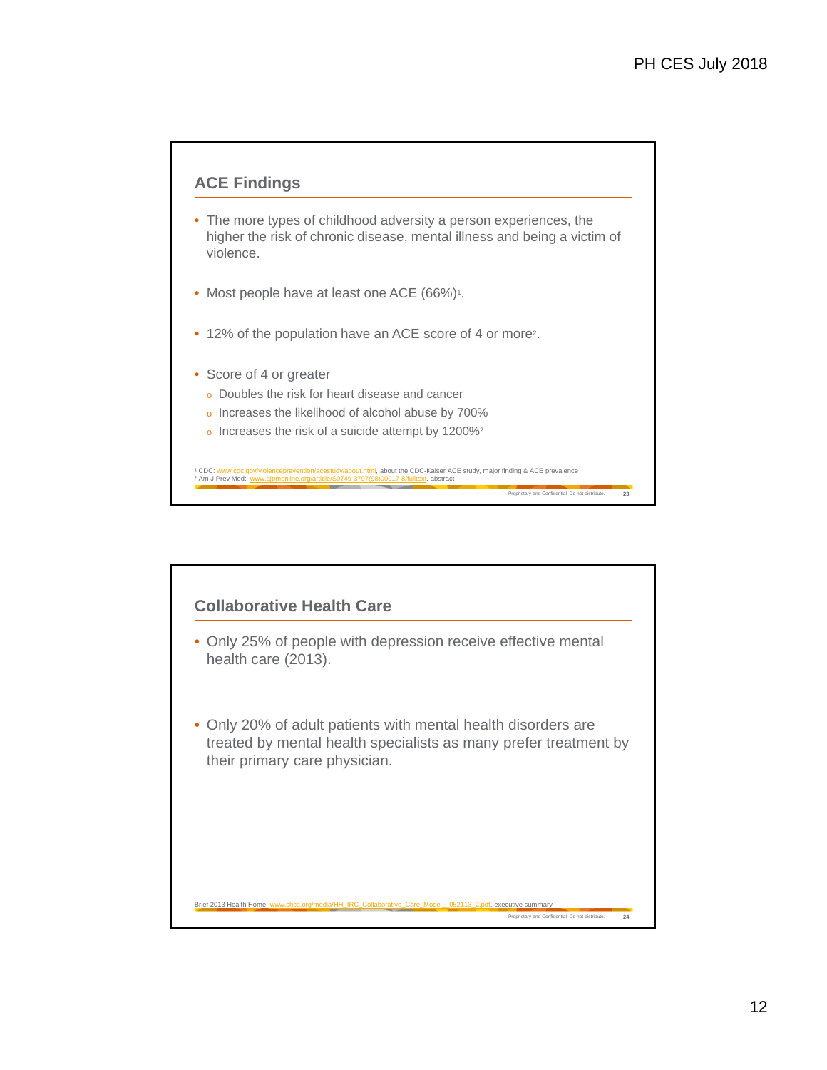## ACE Findings

- The more types of childhood adversity a person experiences, the higher the risk of chronic disease, mental illness and being a victim of violence.
- Most people have at least one ACE (66%)[1].
- 12% of the population have an ACE score of 4 or more[2].
- Score of 4 or greater
  - Doubles the risk for heart disease and cancer
  - Increases the likelihood of alcohol abuse by 700%
  - Increases the risk of a suicide attempt by 1200%[2]

[1] CDC: www.cdc.gov/violenceprevention/acestudy/about.html, about the CDC-Kaiser ACE study, major finding & ACE prevalence
[2] Am J Prev Med: www.ajpmonline.org/article/S0749-3797(98)00017-8/fulltext, abstract

Proprietary and Confidential. Do not distribute.

## Collaborative Health Care

- Only 25% of people with depression receive effective mental health care (2013).
- Only 20% of adult patients with mental health disorders are treated by mental health specialists as many prefer treatment by their primary care physician.

Brief 2013 Health Home: www.chcs.org/media/HH_IRC_Collaborative_Care_Model__052113_2.pdf, executive summary

Proprietary and Confidential. Do not distribute.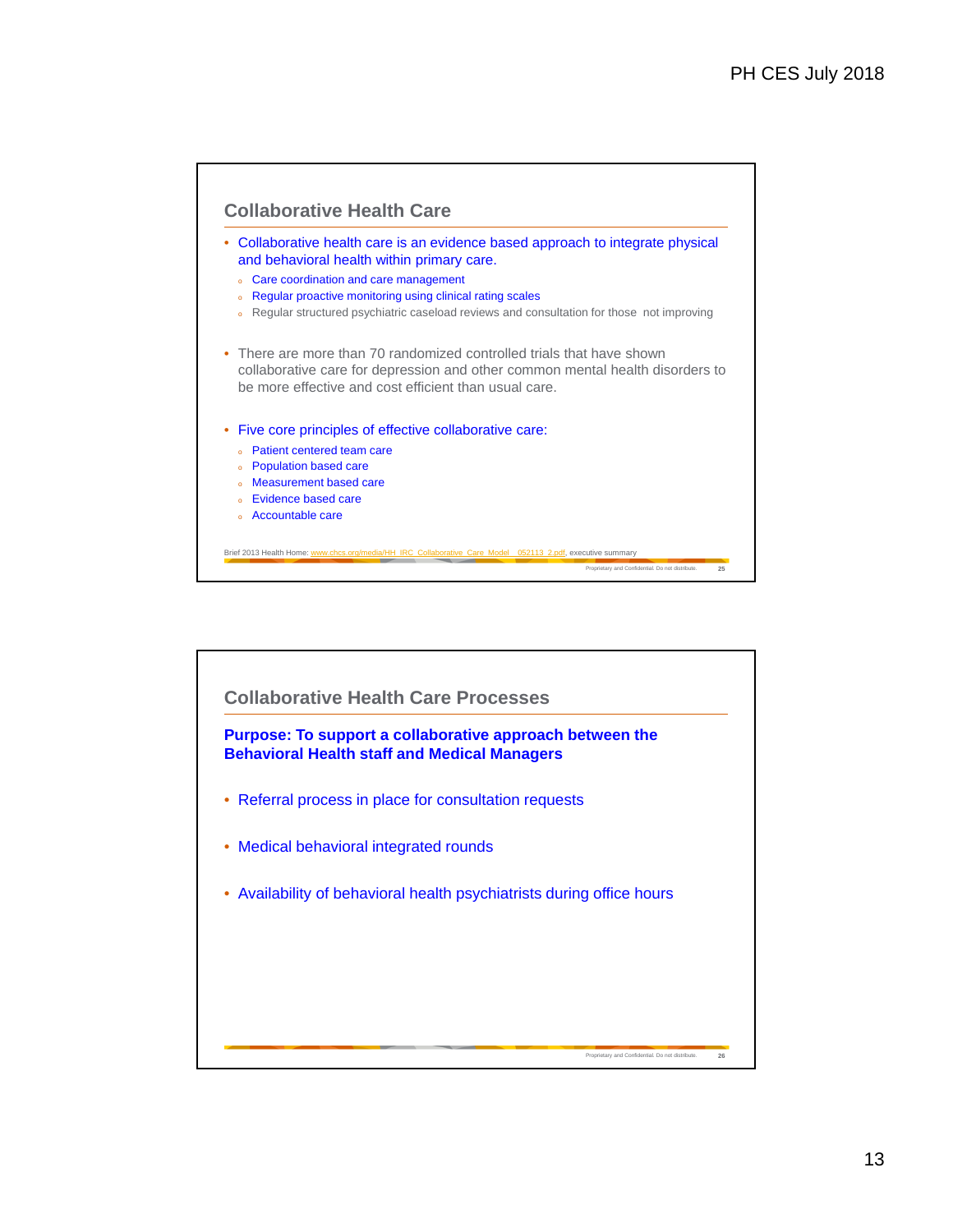## Collaborative Health Care

- Collaborative health care is an evidence based approach to integrate physical and behavioral health within primary care.
  - Care coordination and care management
  - Regular proactive monitoring using clinical rating scales
  - Regular structured psychiatric caseload reviews and consultation for those not improving

- There are more than 70 randomized controlled trials that have shown collaborative care for depression and other common mental health disorders to be more effective and cost efficient than usual care.

- Five core principles of effective collaborative care:
  - Patient centered team care
  - Population based care
  - Measurement based care
  - Evidence based care
  - Accountable care

Brief 2013 Health Home: www.chcs.org/media/HH_IRC_Collaborative_Care_Model__052113_2.pdf, executive summary

Proprietary and Confidential. Do not distribute.

## Collaborative Health Care Processes

**Purpose: To support a collaborative approach between the Behavioral Health staff and Medical Managers**

- Referral process in place for consultation requests
- Medical behavioral integrated rounds
- Availability of behavioral health psychiatrists during office hours

Proprietary and Confidential. Do not distribute.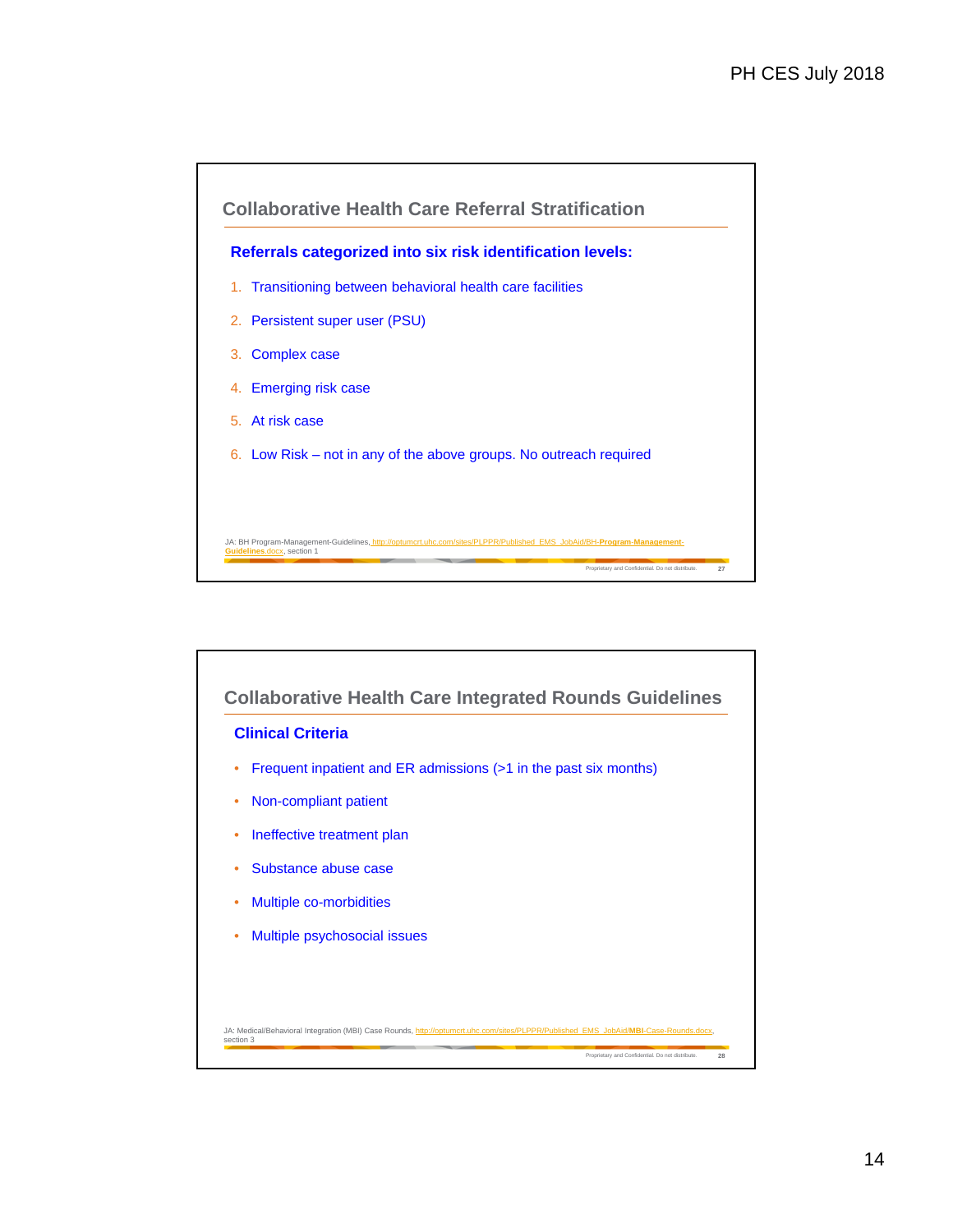## Collaborative Health Care Referral Stratification

**Referrals categorized into six risk identification levels:**

1. Transitioning between behavioral health care facilities
2. Persistent super user (PSU)
3. Complex case
4. Emerging risk case
5. At risk case
6. Low Risk – not in any of the above groups. No outreach required

JA: BH Program-Management-Guidelines, http://optumcrt.uhc.com/sites/PLPPR/Published_EMS_JobAid/BH-Program-Management-Guidelines.docx, section 1

Proprietary and Confidential. Do not distribute. 27

## Collaborative Health Care Integrated Rounds Guidelines

**Clinical Criteria**

- Frequent inpatient and ER admissions (>1 in the past six months)
- Non-compliant patient
- Ineffective treatment plan
- Substance abuse case
- Multiple co-morbidities
- Multiple psychosocial issues

JA: Medical/Behavioral Integration (MBI) Case Rounds, http://optumcrt.uhc.com/sites/PLPPR/Published_EMS_JobAid/MBI-Case-Rounds.docx, section 3

Proprietary and Confidential. Do not distribute. 28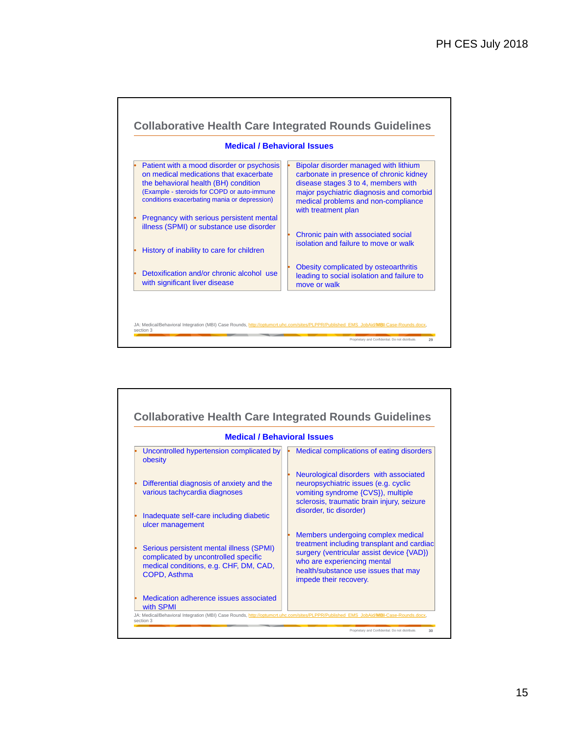## Collaborative Health Care Integrated Rounds Guidelines

### Medical / Behavioral Issues

- Patient with a mood disorder or psychosis on medical medications that exacerbate the behavioral health (BH) condition (Example - steroids for COPD or auto-immune conditions exacerbating mania or depression)
- Pregnancy with serious persistent mental illness (SPMI) or substance use disorder
- History of inability to care for children
- Detoxification and/or chronic alcohol use with significant liver disease

- Bipolar disorder managed with lithium carbonate in presence of chronic kidney disease stages 3 to 4, members with major psychiatric diagnosis and comorbid medical problems and non-compliance with treatment plan
- Chronic pain with associated social isolation and failure to move or walk
- Obesity complicated by osteoarthritis leading to social isolation and failure to move or walk

JA: Medical/Behavioral Integration (MBI) Case Rounds, http://optumcrt.uhc.com/sites/PLPPR/Published_EMS_JobAid/MBI-Case-Rounds.docx, section 3

Proprietary and Confidential. Do not distribute. 29

## Collaborative Health Care Integrated Rounds Guidelines

### Medical / Behavioral Issues

- Uncontrolled hypertension complicated by obesity
- Differential diagnosis of anxiety and the various tachycardia diagnoses
- Inadequate self-care including diabetic ulcer management
- Serious persistent mental illness (SPMI) complicated by uncontrolled specific medical conditions, e.g. CHF, DM, CAD, COPD, Asthma
- Medication adherence issues associated with SPMI

- Medical complications of eating disorders
- Neurological disorders with associated neuropsychiatric issues (e.g. cyclic vomiting syndrome {CVS}), multiple sclerosis, traumatic brain injury, seizure disorder, tic disorder)
- Members undergoing complex medical treatment including transplant and cardiac surgery (ventricular assist device {VAD}) who are experiencing mental health/substance use issues that may impede their recovery.

JA: Medical/Behavioral Integration (MBI) Case Rounds, http://optumcrt.uhc.com/sites/PLPPR/Published_EMS_JobAid/MBI-Case-Rounds.docx, section 3

Proprietary and Confidential. Do not distribute. 30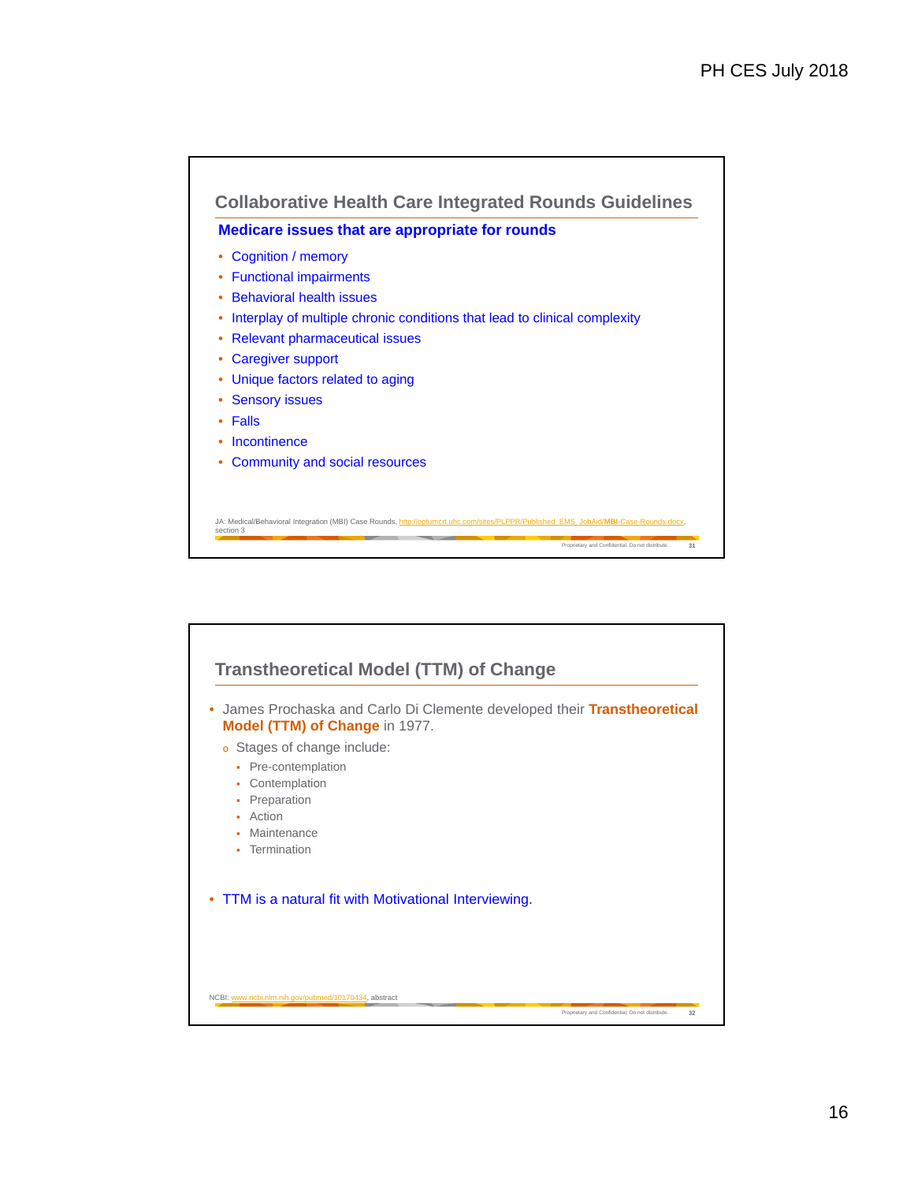## Collaborative Health Care Integrated Rounds Guidelines

**Medicare issues that are appropriate for rounds**

- Cognition / memory
- Functional impairments
- Behavioral health issues
- Interplay of multiple chronic conditions that lead to clinical complexity
- Relevant pharmaceutical issues
- Caregiver support
- Unique factors related to aging
- Sensory issues
- Falls
- Incontinence
- Community and social resources

JA: Medical/Behavioral Integration (MBI) Case Rounds, http://optumcrt.uhc.com/sites/PLPPR/Published_EMS_JobAid/MBI-Case-Rounds.docx, section 3

Proprietary and Confidential. Do not distribute.

## Transtheoretical Model (TTM) of Change

- James Prochaska and Carlo Di Clemente developed their **Transtheoretical Model (TTM) of Change** in 1977.
  - Stages of change include:
    - Pre-contemplation
    - Contemplation
    - Preparation
    - Action
    - Maintenance
    - Termination

- TTM is a natural fit with Motivational Interviewing.

NCBI: www.ncbi.nlm.nih.gov/pubmed/10170434, abstract

Proprietary and Confidential. Do not distribute.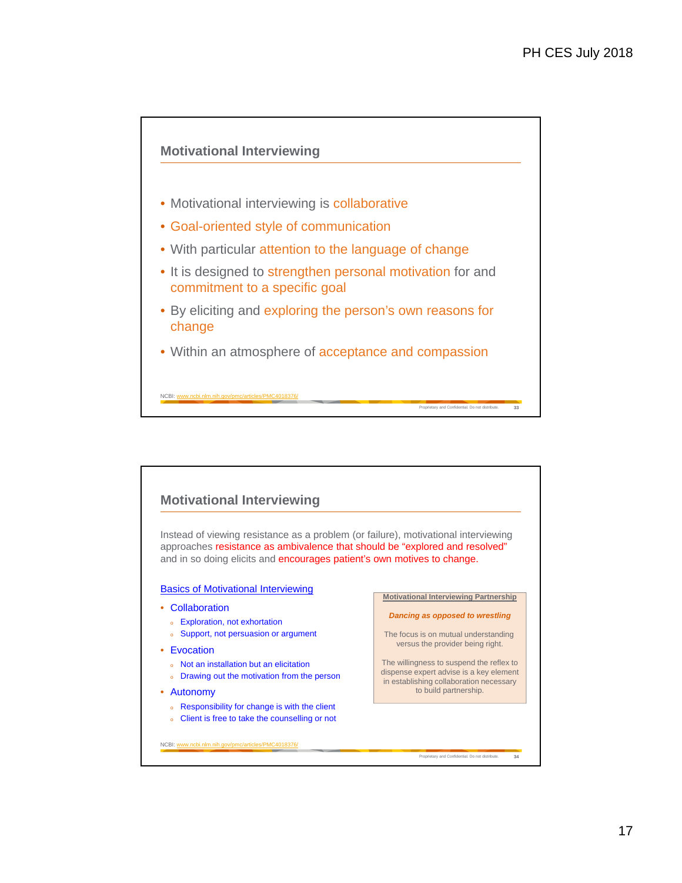## Motivational Interviewing

- Motivational interviewing is collaborative
- Goal-oriented style of communication
- With particular attention to the language of change
- It is designed to strengthen personal motivation for and commitment to a specific goal
- By eliciting and exploring the person's own reasons for change
- Within an atmosphere of acceptance and compassion

NCBI: www.ncbi.nlm.nih.gov/pmc/articles/PMC4018376/

Proprietary and Confidential. Do not distribute. 33

## Motivational Interviewing

Instead of viewing resistance as a problem (or failure), motivational interviewing approaches resistance as ambivalence that should be "explored and resolved" and in so doing elicits and encourages patient's own motives to change.

Basics of Motivational Interviewing

- Collaboration
  - Exploration, not exhortation
  - Support, not persuasion or argument
- Evocation
  - Not an installation but an elicitation
  - Drawing out the motivation from the person
- Autonomy
  - Responsibility for change is with the client
  - Client is free to take the counselling or not

**Motivational Interviewing Partnership**

***Dancing as opposed to wrestling***

The focus is on mutual understanding versus the provider being right.

The willingness to suspend the reflex to dispense expert advise is a key element in establishing collaboration necessary to build partnership.

NCBI: www.ncbi.nlm.nih.gov/pmc/articles/PMC4018376/

Proprietary and Confidential. Do not distribute. 34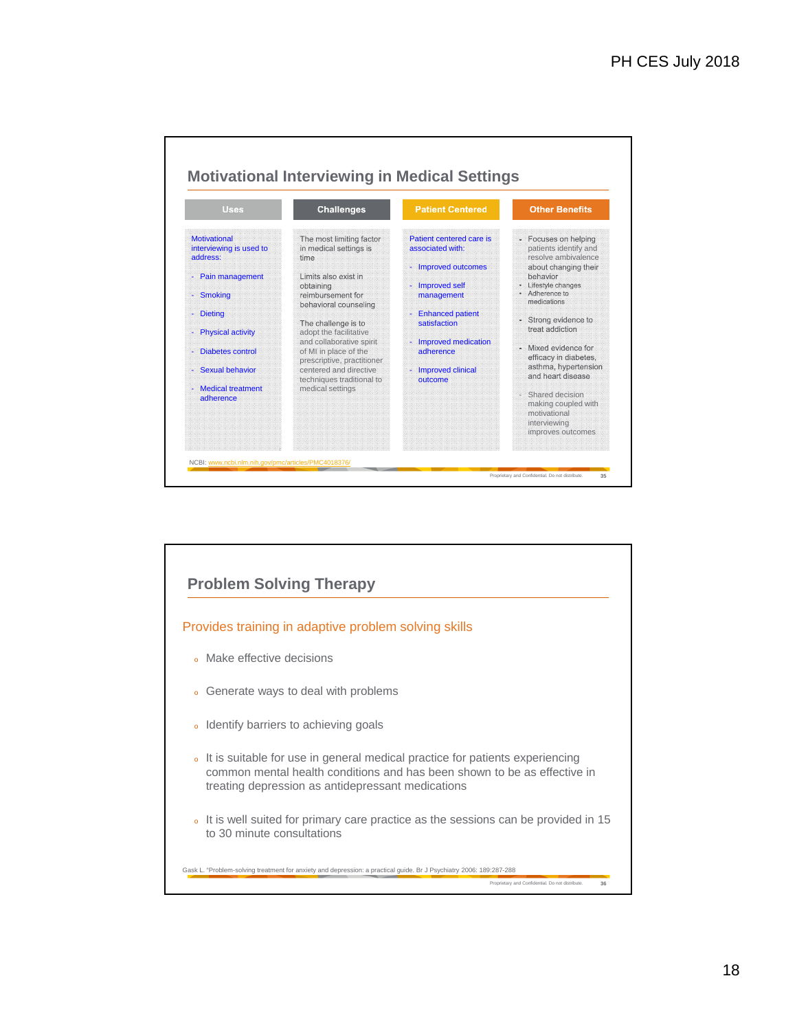## Motivational Interviewing in Medical Settings

| Uses | Challenges | Patient Centered | Other Benefits |
|---|---|---|---|
| Motivational interviewing is used to address:<br>- Pain management<br>- Smoking<br>- Dieting<br>- Physical activity<br>- Diabetes control<br>- Sexual behavior<br>- Medical treatment adherence | The most limiting factor in medical settings is time<br><br>Limits also exist in obtaining reimbursement for behavioral counseling<br><br>The challenge is to adopt the facilitative and collaborative spirit of MI in place of the prescriptive, practitioner centered and directive techniques traditional to medical settings | Patient centered care is associated with:<br>- Improved outcomes<br>- Improved self management<br>- Enhanced patient satisfaction<br>- Improved medication adherence<br>- Improved clinical outcome | - Focuses on helping patients identify and resolve ambivalence about changing their behavior<br>  - Lifestyle changes<br>  - Adherence to medications<br>- Strong evidence to treat addiction<br>- Mixed evidence for efficacy in diabetes, asthma, hypertension and heart disease<br>- Shared decision making coupled with motivational interviewing improves outcomes |

NCBI: www.ncbi.nlm.nih.gov/pmc/articles/PMC4018376/

## Problem Solving Therapy

Provides training in adaptive problem solving skills

- Make effective decisions
- Generate ways to deal with problems
- Identify barriers to achieving goals
- It is suitable for use in general medical practice for patients experiencing common mental health conditions and has been shown to be as effective in treating depression as antidepressant medications
- It is well suited for primary care practice as the sessions can be provided in 15 to 30 minute consultations

Gask L. "Problem-solving treatment for anxiety and depression: a practical guide. Br J Psychiatry 2006: 189:287-288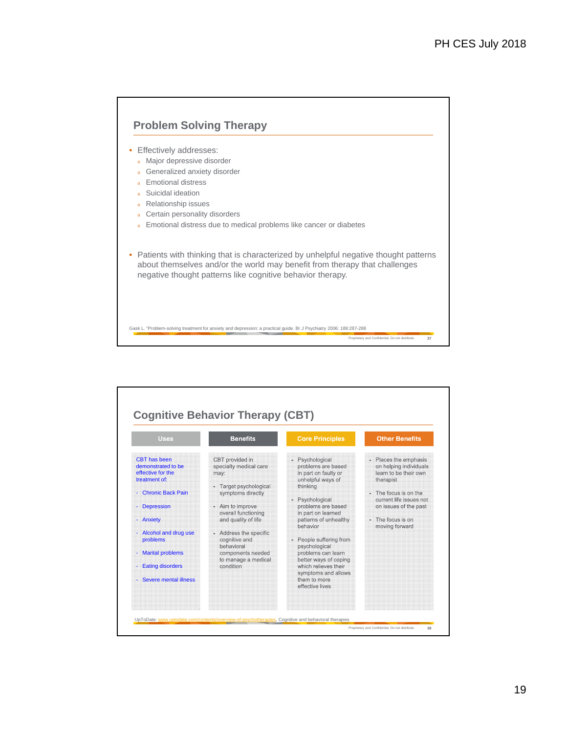## Problem Solving Therapy

- Effectively addresses:
  - Major depressive disorder
  - Generalized anxiety disorder
  - Emotional distress
  - Suicidal ideation
  - Relationship issues
  - Certain personality disorders
  - Emotional distress due to medical problems like cancer or diabetes

- Patients with thinking that is characterized by unhelpful negative thought patterns about themselves and/or the world may benefit from therapy that challenges negative thought patterns like cognitive behavior therapy.

Gask L. "Problem-solving treatment for anxiety and depression: a practical guide. Br J Psychiatry 2006: 189:287-288

Proprietary and Confidential. Do not distribute.

## Cognitive Behavior Therapy (CBT)

| Uses | Benefits | Core Principles | Other Benefits |
|---|---|---|---|
| CBT has been demonstrated to be effective for the treatment of:<br>- Chronic Back Pain<br>- Depression<br>- Anxiety<br>- Alcohol and drug use problems<br>- Marital problems<br>- Eating disorders<br>- Severe mental illness | CBT provided in specialty medical care may:<br>- Target psychological symptoms directly<br>- Aim to improve overall functioning and quality of life<br>- Address the specific cognitive and behavioral components needed to manage a medical condition | - Psychological problems are based in part on faulty or unhelpful ways of thinking<br>- Psychological problems are based in part on learned patterns of unhealthy behavior<br>- People suffering from psychological problems can learn better ways of coping which relieves their symptoms and allows them to more effective lives | - Places the emphasis on helping individuals learn to be their own therapist<br>- The focus is on the current life issues not on issues of the past<br>- The focus is on moving forward |

UpToDate: www.uptodate.com/contents/overview-of-psychotherapies, Cognitive and behavioral therapies

Proprietary and Confidential. Do not distribute.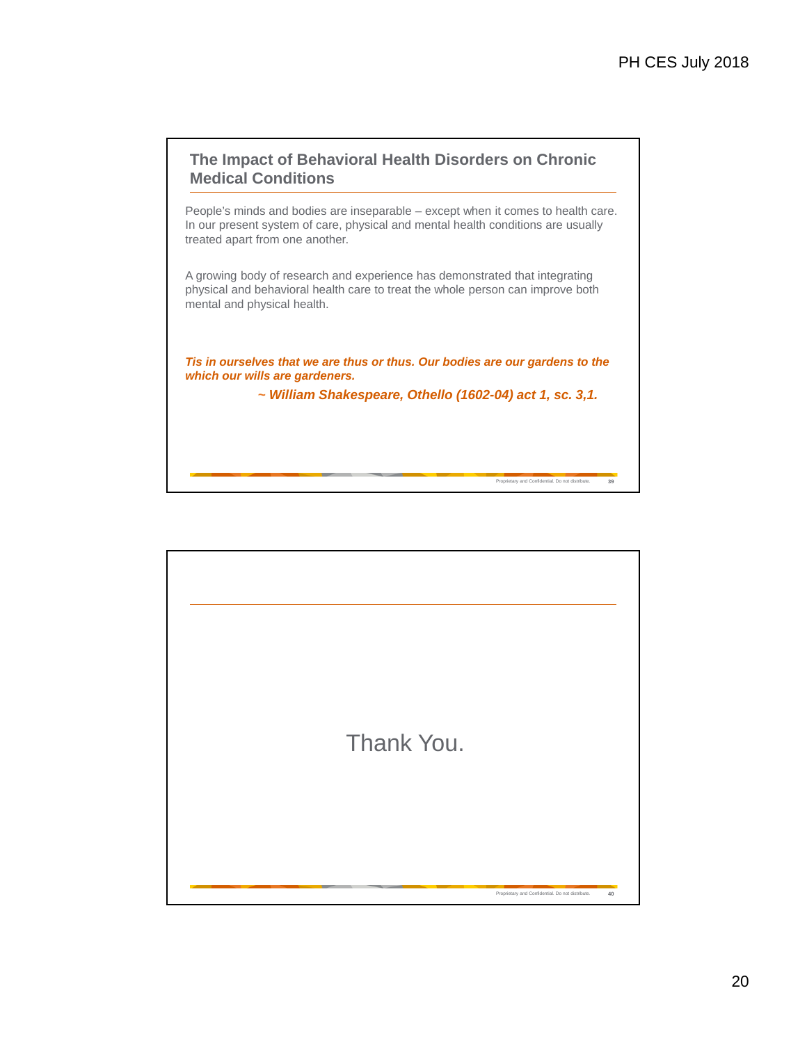## The Impact of Behavioral Health Disorders on Chronic Medical Conditions

People's minds and bodies are inseparable – except when it comes to health care. In our present system of care, physical and mental health conditions are usually treated apart from one another.

A growing body of research and experience has demonstrated that integrating physical and behavioral health care to treat the whole person can improve both mental and physical health.

***Tis in ourselves that we are thus or thus. Our bodies are our gardens to the which our wills are gardeners.***

***~ William Shakespeare, Othello (1602-04) act 1, sc. 3,1.***

Proprietary and Confidential. Do not distribute.

---

Thank You.

Proprietary and Confidential. Do not distribute.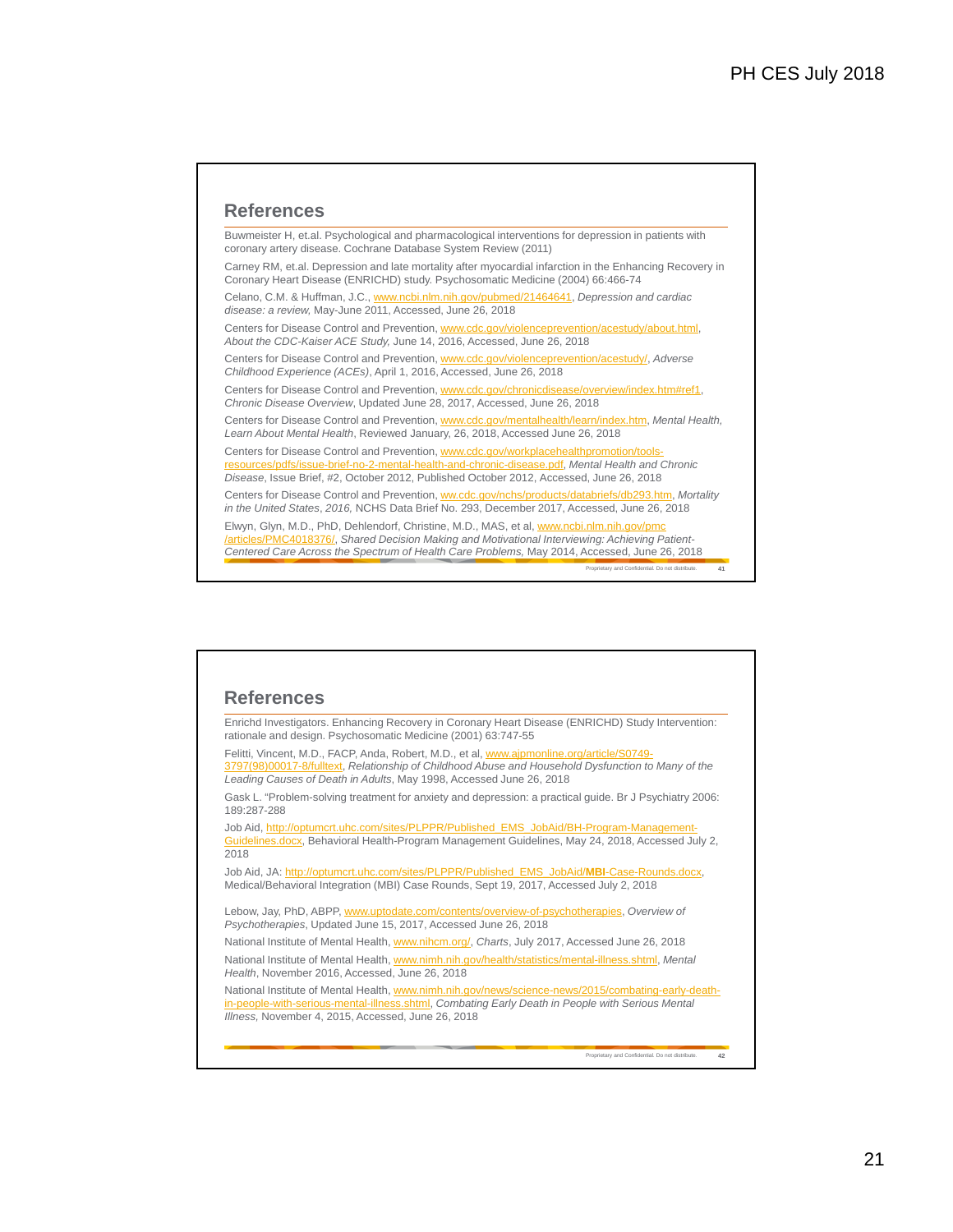## References

Buwmeister H, et.al. Psychological and pharmacological interventions for depression in patients with coronary artery disease. Cochrane Database System Review (2011)

Carney RM, et.al. Depression and late mortality after myocardial infarction in the Enhancing Recovery in Coronary Heart Disease (ENRICHD) study. Psychosomatic Medicine (2004) 66:466-74

Celano, C.M. & Huffman, J.C., www.ncbi.nlm.nih.gov/pubmed/21464641, *Depression and cardiac disease: a review,* May-June 2011, Accessed, June 26, 2018

Centers for Disease Control and Prevention, www.cdc.gov/violenceprevention/acestudy/about.html, *About the CDC-Kaiser ACE Study,* June 14, 2016, Accessed, June 26, 2018

Centers for Disease Control and Prevention, www.cdc.gov/violenceprevention/acestudy/, *Adverse Childhood Experience (ACEs)*, April 1, 2016, Accessed, June 26, 2018

Centers for Disease Control and Prevention, www.cdc.gov/chronicdisease/overview/index.htm#ref1, *Chronic Disease Overview*, Updated June 28, 2017, Accessed, June 26, 2018

Centers for Disease Control and Prevention, www.cdc.gov/mentalhealth/learn/index.htm, *Mental Health, Learn About Mental Health*, Reviewed January, 26, 2018, Accessed June 26, 2018

Centers for Disease Control and Prevention, www.cdc.gov/workplacehealthpromotion/tools-resources/pdfs/issue-brief-no-2-mental-health-and-chronic-disease.pdf, *Mental Health and Chronic Disease*, Issue Brief, #2, October 2012, Published October 2012, Accessed, June 26, 2018

Centers for Disease Control and Prevention, ww.cdc.gov/nchs/products/databriefs/db293.htm, *Mortality in the United States*, *2016,* NCHS Data Brief No. 293, December 2017, Accessed, June 26, 2018

Elwyn, Glyn, M.D., PhD, Dehlendorf, Christine, M.D., MAS, et al, www.ncbi.nlm.nih.gov/pmc /articles/PMC4018376/, *Shared Decision Making and Motivational Interviewing: Achieving Patient-Centered Care Across the Spectrum of Health Care Problems,* May 2014, Accessed, June 26, 2018

Proprietary and Confidential. Do not distribute.

## References

Enrichd Investigators. Enhancing Recovery in Coronary Heart Disease (ENRICHD) Study Intervention: rationale and design. Psychosomatic Medicine (2001) 63:747-55

Felitti, Vincent, M.D., FACP, Anda, Robert, M.D., et al, www.ajpmonline.org/article/S0749-3797(98)00017-8/fulltext, *Relationship of Childhood Abuse and Household Dysfunction to Many of the Leading Causes of Death in Adults*, May 1998, Accessed June 26, 2018

Gask L. "Problem-solving treatment for anxiety and depression: a practical guide. Br J Psychiatry 2006: 189:287-288

Job Aid, http://optumcrt.uhc.com/sites/PLPPR/Published_EMS_JobAid/BH-Program-Management-Guidelines.docx, Behavioral Health-Program Management Guidelines, May 24, 2018, Accessed July 2, 2018

Job Aid, JA: http://optumcrt.uhc.com/sites/PLPPR/Published_EMS_JobAid/**MBI**-Case-Rounds.docx, Medical/Behavioral Integration (MBI) Case Rounds, Sept 19, 2017, Accessed July 2, 2018

Lebow, Jay, PhD, ABPP, www.uptodate.com/contents/overview-of-psychotherapies, *Overview of Psychotherapies*, Updated June 15, 2017, Accessed June 26, 2018

National Institute of Mental Health, www.nihcm.org/, *Charts*, July 2017, Accessed June 26, 2018

National Institute of Mental Health, www.nimh.nih.gov/health/statistics/mental-illness.shtml, *Mental Health*, November 2016, Accessed, June 26, 2018

National Institute of Mental Health, www.nimh.nih.gov/news/science-news/2015/combating-early-death-in-people-with-serious-mental-illness.shtml, *Combating Early Death in People with Serious Mental Illness,* November 4, 2015, Accessed, June 26, 2018

Proprietary and Confidential. Do not distribute.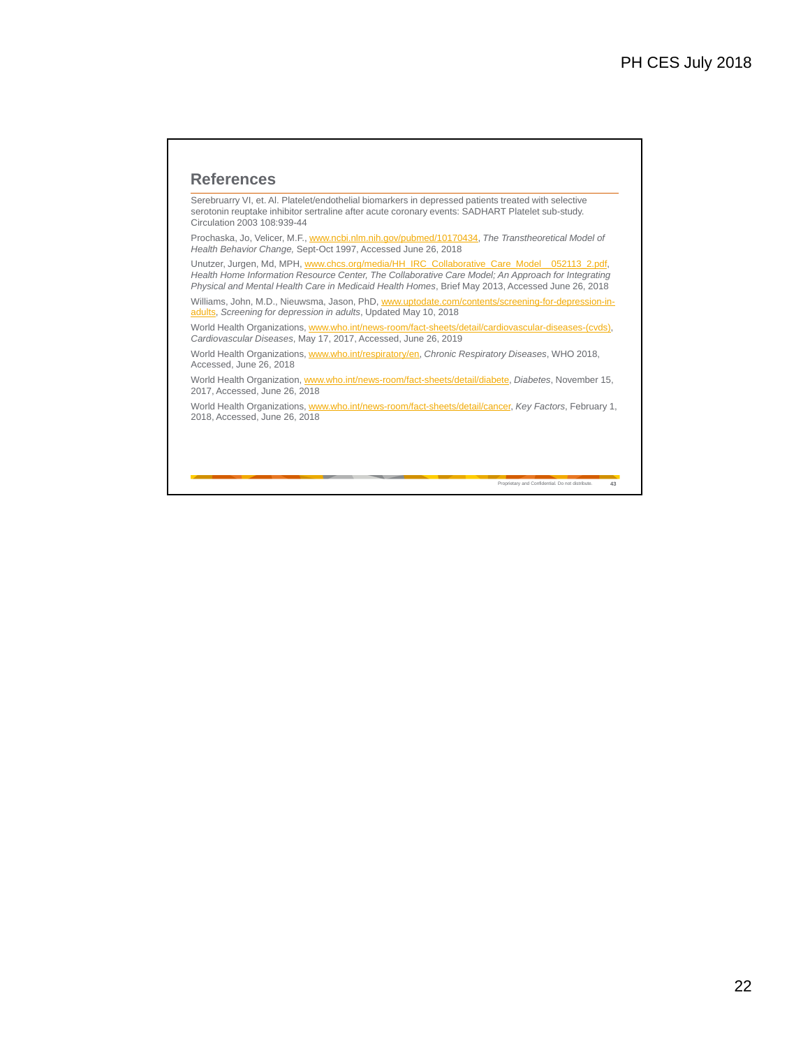## References

Serebruarry VI, et. Al. Platelet/endothelial biomarkers in depressed patients treated with selective serotonin reuptake inhibitor sertraline after acute coronary events: SADHART Platelet sub-study. Circulation 2003 108:939-44

Prochaska, Jo, Velicer, M.F., www.ncbi.nlm.nih.gov/pubmed/10170434, *The Transtheoretical Model of Health Behavior Change,* Sept-Oct 1997, Accessed June 26, 2018

Unutzer, Jurgen, Md, MPH, www.chcs.org/media/HH_IRC_Collaborative_Care_Model__052113_2.pdf, *Health Home Information Resource Center, The Collaborative Care Model; An Approach for Integrating Physical and Mental Health Care in Medicaid Health Homes*, Brief May 2013, Accessed June 26, 2018

Williams, John, M.D., Nieuwsma, Jason, PhD, www.uptodate.com/contents/screening-for-depression-in-adults, *Screening for depression in adults*, Updated May 10, 2018

World Health Organizations, www.who.int/news-room/fact-sheets/detail/cardiovascular-diseases-(cvds), *Cardiovascular Diseases*, May 17, 2017, Accessed, June 26, 2019

World Health Organizations, www.who.int/respiratory/en, *Chronic Respiratory Diseases*, WHO 2018, Accessed, June 26, 2018

World Health Organization, www.who.int/news-room/fact-sheets/detail/diabete, *Diabetes*, November 15, 2017, Accessed, June 26, 2018

World Health Organizations, www.who.int/news-room/fact-sheets/detail/cancer, *Key Factors*, February 1, 2018, Accessed, June 26, 2018

Proprietary and Confidential. Do not distribute.